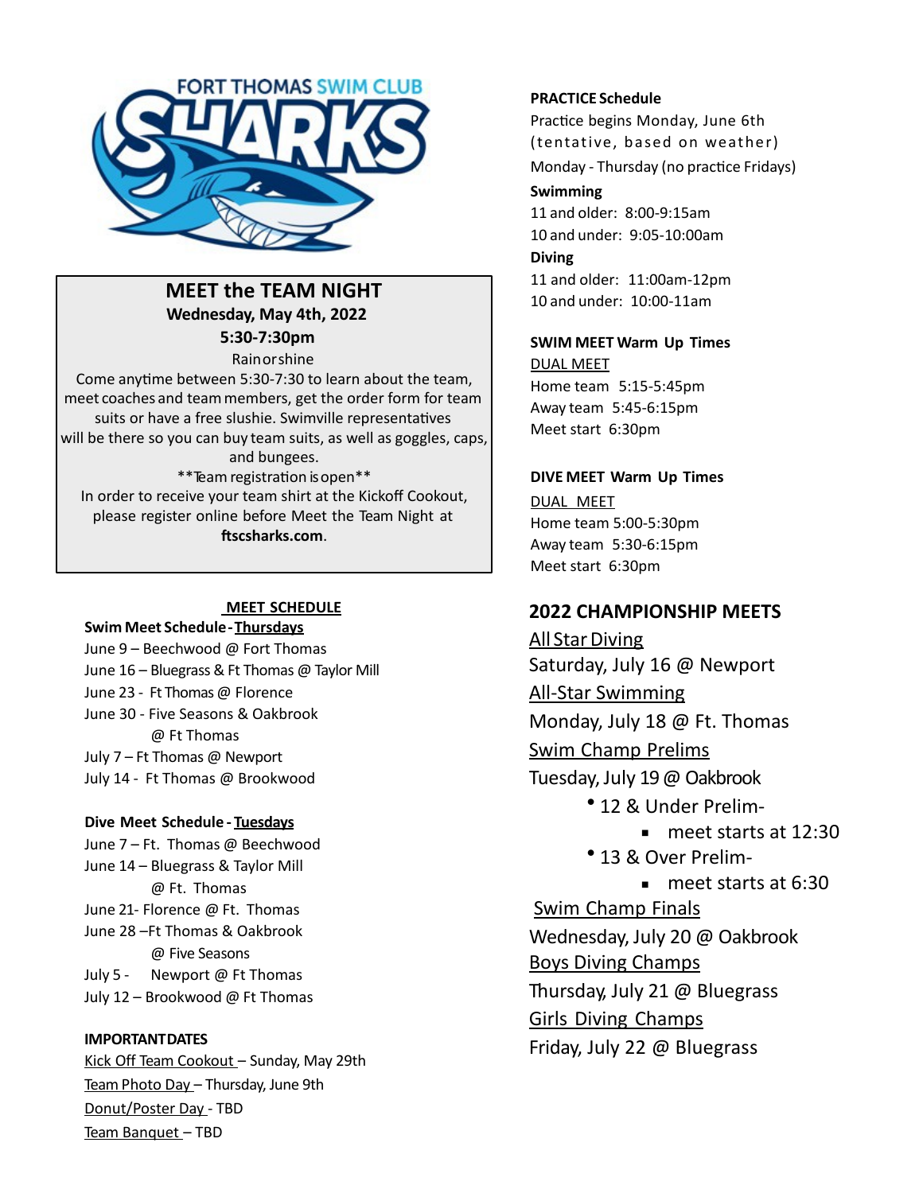FORT THOMAS SWIM CLUB

SHARKS

## MEET the TEAM NIGHT

**Wednesday, May 4th, 2022**

**5:30-7:30pm**

Rain or shine

Come anytime between 5:30-7:30 to learn about the team, meet coaches and team members, get the order form for team suits or have a free slushie. Swimville representatives will be there so you can buy team suits, as well as goggles, caps, and bungees.

**Team registration is open**

In order to receive your team shirt at the Kickoff Cookout, please register online before Meet the Team Night at **ftscsharks.com**.

## MEET SCHEDULE

**Swim Meet Schedule - Thursdays**

June 9 – Beechwood @ Fort Thomas
June 16 – Bluegrass & Ft Thomas @ Taylor Mill
June 23 - Ft Thomas @ Florence
June 30 - Five Seasons & Oakbrook @ Ft Thomas
July 7 – Ft Thomas @ Newport
July 14 - Ft Thomas @ Brookwood

**Dive Meet Schedule - Tuesdays**

June 7 – Ft. Thomas @ Beechwood
June 14 – Bluegrass & Taylor Mill @ Ft. Thomas
June 21- Florence @ Ft. Thomas
June 28 –Ft Thomas & Oakbrook @ Five Seasons
July 5 - Newport @ Ft Thomas
July 12 – Brookwood @ Ft Thomas

**IMPORTANT DATES**

Kick Off Team Cookout – Sunday, May 29th
Team Photo Day – Thursday, June 9th
Donut/Poster Day - TBD
Team Banquet – TBD

**PRACTICE Schedule**

Practice begins Monday, June 6th (tentative, based on weather)
Monday - Thursday (no practice Fridays)

**Swimming**

11 and older: 8:00-9:15am
10 and under: 9:05-10:00am

**Diving**

11 and older: 11:00am-12pm
10 and under: 10:00-11am

**SWIM MEET Warm Up Times**

DUAL MEET
Home team 5:15-5:45pm
Away team 5:45-6:15pm
Meet start 6:30pm

**DIVE MEET Warm Up Times**

DUAL MEET
Home team 5:00-5:30pm
Away team 5:30-6:15pm
Meet start 6:30pm

## 2022 CHAMPIONSHIP MEETS

All Star Diving
Saturday, July 16 @ Newport

All-Star Swimming
Monday, July 18 @ Ft. Thomas

Swim Champ Prelims
Tuesday, July 19 @ Oakbrook

- 12 & Under Prelim-
  - meet starts at 12:30
- 13 & Over Prelim-
  - meet starts at 6:30

Swim Champ Finals
Wednesday, July 20 @ Oakbrook

Boys Diving Champs
Thursday, July 21 @ Bluegrass

Girls Diving Champs
Friday, July 22 @ Bluegrass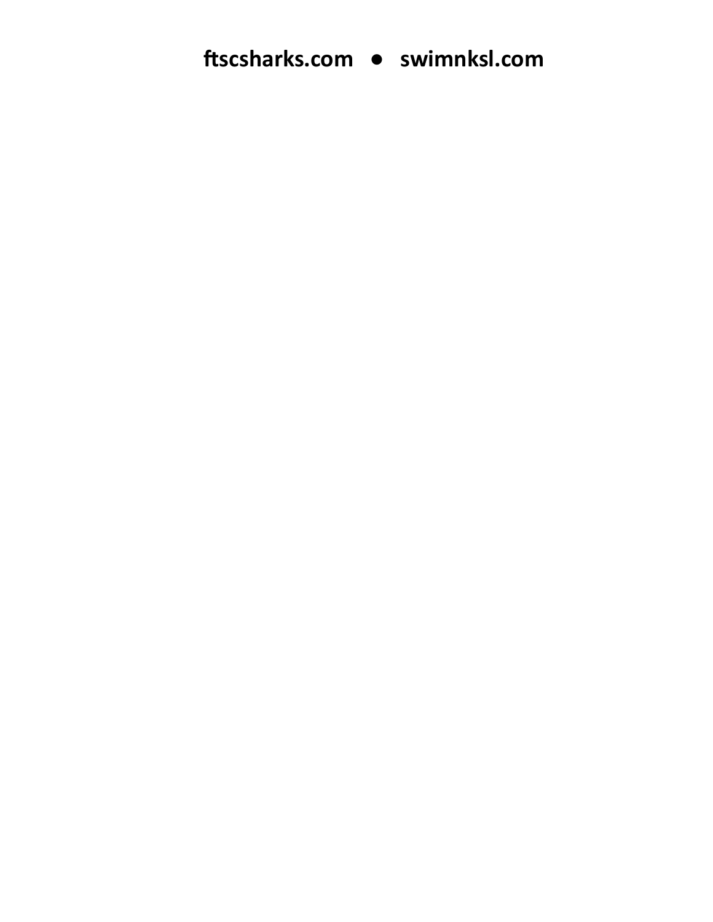**ftscsharks.com ● swimnksl.com**